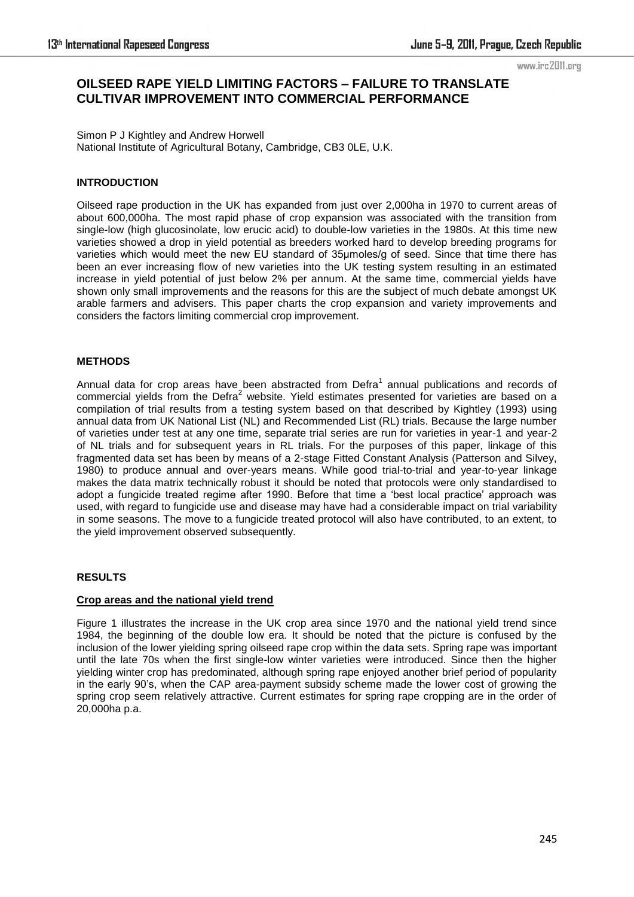# OILSEED RAPE YIELD LIMITING FACTORS – FAILURE TO TRANSLATE CULTIVAR IMPROVEMENT INTO COMMERCIAL PERFORMANCE

Simon P J Kightley and Andrew Horwell
National Institute of Agricultural Botany, Cambridge, CB3 0LE, U.K.

## INTRODUCTION

Oilseed rape production in the UK has expanded from just over 2,000ha in 1970 to current areas of about 600,000ha. The most rapid phase of crop expansion was associated with the transition from single-low (high glucosinolate, low erucic acid) to double-low varieties in the 1980s. At this time new varieties showed a drop in yield potential as breeders worked hard to develop breeding programs for varieties which would meet the new EU standard of 35µmoles/g of seed. Since that time there has been an ever increasing flow of new varieties into the UK testing system resulting in an estimated increase in yield potential of just below 2% per annum. At the same time, commercial yields have shown only small improvements and the reasons for this are the subject of much debate amongst UK arable farmers and advisers. This paper charts the crop expansion and variety improvements and considers the factors limiting commercial crop improvement.

## METHODS

Annual data for crop areas have been abstracted from Defra[1] annual publications and records of commercial yields from the Defra[2] website. Yield estimates presented for varieties are based on a compilation of trial results from a testing system based on that described by Kightley (1993) using annual data from UK National List (NL) and Recommended List (RL) trials. Because the large number of varieties under test at any one time, separate trial series are run for varieties in year-1 and year-2 of NL trials and for subsequent years in RL trials. For the purposes of this paper, linkage of this fragmented data set has been by means of a 2-stage Fitted Constant Analysis (Patterson and Silvey, 1980) to produce annual and over-years means. While good trial-to-trial and year-to-year linkage makes the data matrix technically robust it should be noted that protocols were only standardised to adopt a fungicide treated regime after 1990. Before that time a 'best local practice' approach was used, with regard to fungicide use and disease may have had a considerable impact on trial variability in some seasons. The move to a fungicide treated protocol will also have contributed, to an extent, to the yield improvement observed subsequently.

## RESULTS

### Crop areas and the national yield trend

Figure 1 illustrates the increase in the UK crop area since 1970 and the national yield trend since 1984, the beginning of the double low era. It should be noted that the picture is confused by the inclusion of the lower yielding spring oilseed rape crop within the data sets. Spring rape was important until the late 70s when the first single-low winter varieties were introduced. Since then the higher yielding winter crop has predominated, although spring rape enjoyed another brief period of popularity in the early 90's, when the CAP area-payment subsidy scheme made the lower cost of growing the spring crop seem relatively attractive. Current estimates for spring rape cropping are in the order of 20,000ha p.a.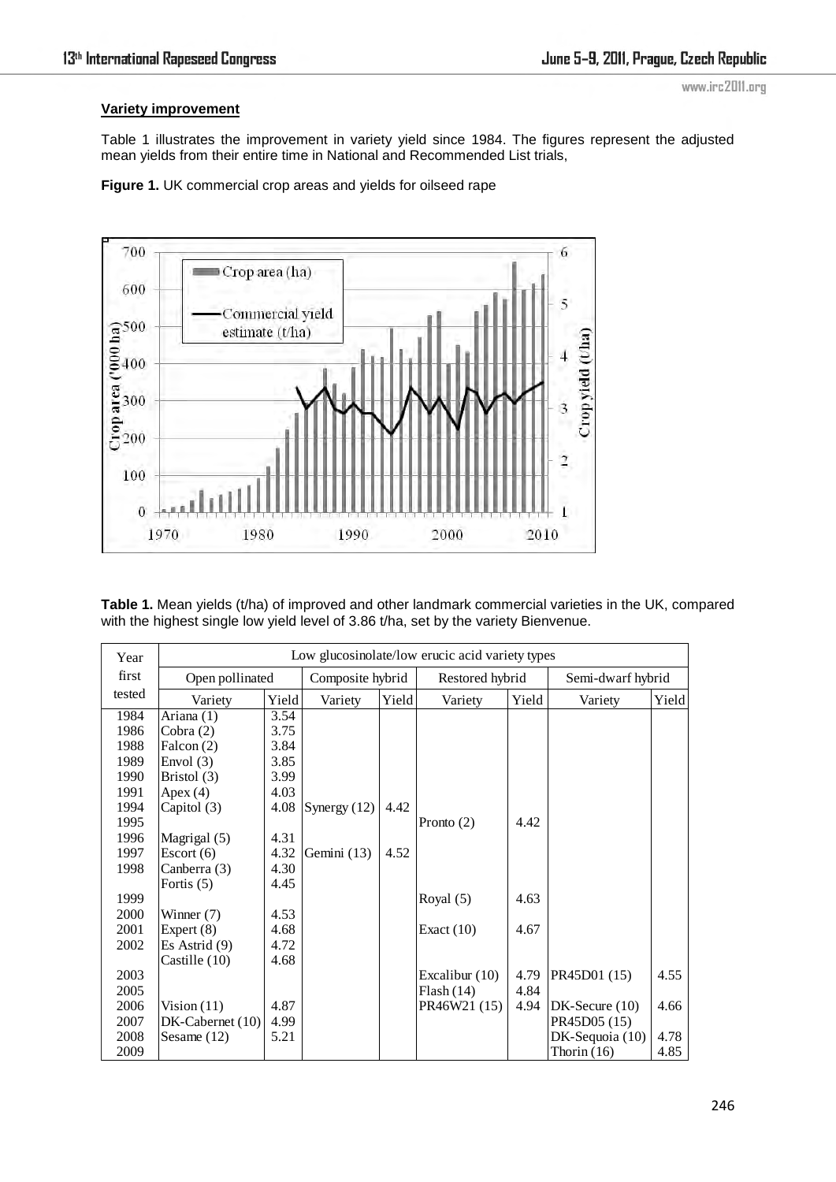### Variety improvement

Table 1 illustrates the improvement in variety yield since 1984. The figures represent the adjusted mean yields from their entire time in National and Recommended List trials,

**Figure 1.** UK commercial crop areas and yields for oilseed rape

**Table 1.** Mean yields (t/ha) of improved and other landmark commercial varieties in the UK, compared with the highest single low yield level of 3.86 t/ha, set by the variety Bienvenue.

| Year first tested | Low glucosinolate/low erucic acid variety types | | | | | | | |
|---|---|---|---|---|---|---|---|---|
| | Open pollinated | | Composite hybrid | | Restored hybrid | | Semi-dwarf hybrid | |
| | Variety | Yield | Variety | Yield | Variety | Yield | Variety | Yield |
| 1984 | Ariana (1) | 3.54 | | | | | | |
| 1986 | Cobra (2) | 3.75 | | | | | | |
| 1988 | Falcon (2) | 3.84 | | | | | | |
| 1989 | Envol (3) | 3.85 | | | | | | |
| 1990 | Bristol (3) | 3.99 | | | | | | |
| 1991 | Apex (4) | 4.03 | | | | | | |
| 1994 | Capitol (3) | 4.08 | Synergy (12) | 4.42 | | | | |
| 1995 | | | | | Pronto (2) | 4.42 | | |
| 1996 | Magrigal (5) | 4.31 | | | | | | |
| 1997 | Escort (6) | 4.32 | Gemini (13) | 4.52 | | | | |
| 1998 | Canberra (3) | 4.30 | | | | | | |
| | Fortis (5) | 4.45 | | | | | | |
| 1999 | | | | | Royal (5) | 4.63 | | |
| 2000 | Winner (7) | 4.53 | | | | | | |
| 2001 | Expert (8) | 4.68 | | | Exact (10) | 4.67 | | |
| 2002 | Es Astrid (9) | 4.72 | | | | | | |
| | Castille (10) | 4.68 | | | | | | |
| 2003 | | | | | Excalibur (10) | 4.79 | PR45D01 (15) | 4.55 |
| 2005 | | | | | Flash (14) | 4.84 | | |
| 2006 | Vision (11) | 4.87 | | | PR46W21 (15) | 4.94 | DK-Secure (10) | 4.66 |
| 2007 | DK-Cabernet (10) | 4.99 | | | | | PR45D05 (15) | |
| 2008 | Sesame (12) | 5.21 | | | | | DK-Sequoia (10) | 4.78 |
| 2009 | | | | | | | Thorin (16) | 4.85 |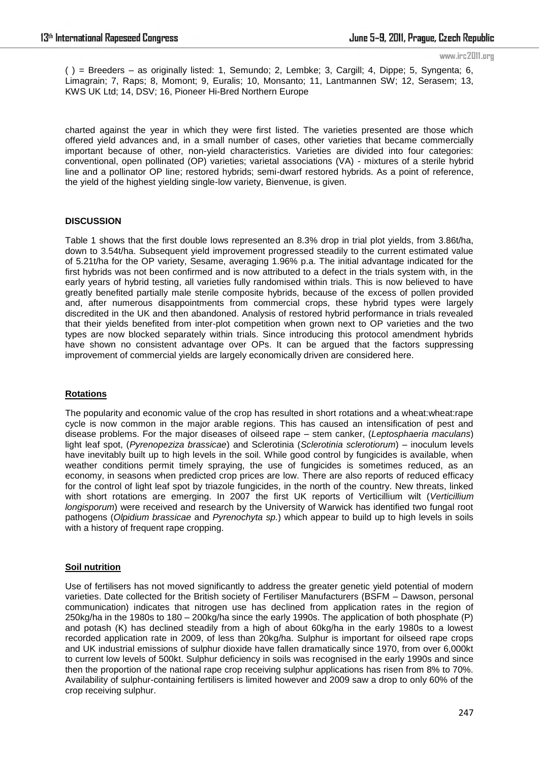( ) = Breeders – as originally listed: 1, Semundo; 2, Lembke; 3, Cargill; 4, Dippe; 5, Syngenta; 6, Limagrain; 7, Raps; 8, Momont; 9, Euralis; 10, Monsanto; 11, Lantmannen SW; 12, Serasem; 13, KWS UK Ltd; 14, DSV; 16, Pioneer Hi-Bred Northern Europe

charted against the year in which they were first listed. The varieties presented are those which offered yield advances and, in a small number of cases, other varieties that became commercially important because of other, non-yield characteristics. Varieties are divided into four categories: conventional, open pollinated (OP) varieties; varietal associations (VA) - mixtures of a sterile hybrid line and a pollinator OP line; restored hybrids; semi-dwarf restored hybrids. As a point of reference, the yield of the highest yielding single-low variety, Bienvenue, is given.

## DISCUSSION

Table 1 shows that the first double lows represented an 8.3% drop in trial plot yields, from 3.86t/ha, down to 3.54t/ha. Subsequent yield improvement progressed steadily to the current estimated value of 5.21t/ha for the OP variety, Sesame, averaging 1.96% p.a. The initial advantage indicated for the first hybrids was not been confirmed and is now attributed to a defect in the trials system with, in the early years of hybrid testing, all varieties fully randomised within trials. This is now believed to have greatly benefited partially male sterile composite hybrids, because of the excess of pollen provided and, after numerous disappointments from commercial crops, these hybrid types were largely discredited in the UK and then abandoned. Analysis of restored hybrid performance in trials revealed that their yields benefited from inter-plot competition when grown next to OP varieties and the two types are now blocked separately within trials. Since introducing this protocol amendment hybrids have shown no consistent advantage over OPs. It can be argued that the factors suppressing improvement of commercial yields are largely economically driven are considered here.

### Rotations

The popularity and economic value of the crop has resulted in short rotations and a wheat:wheat:rape cycle is now common in the major arable regions. This has caused an intensification of pest and disease problems. For the major diseases of oilseed rape – stem canker, (*Leptosphaeria maculans*) light leaf spot, (*Pyrenopeziza brassicae*) and Sclerotinia (*Sclerotinia sclerotiorum*) – inoculum levels have inevitably built up to high levels in the soil. While good control by fungicides is available, when weather conditions permit timely spraying, the use of fungicides is sometimes reduced, as an economy, in seasons when predicted crop prices are low. There are also reports of reduced efficacy for the control of light leaf spot by triazole fungicides, in the north of the country. New threats, linked with short rotations are emerging. In 2007 the first UK reports of Verticillium wilt (*Verticillium longisporum*) were received and research by the University of Warwick has identified two fungal root pathogens (*Olpidium brassicae* and *Pyrenochyta sp.*) which appear to build up to high levels in soils with a history of frequent rape cropping.

### Soil nutrition

Use of fertilisers has not moved significantly to address the greater genetic yield potential of modern varieties. Date collected for the British society of Fertiliser Manufacturers (BSFM – Dawson, personal communication) indicates that nitrogen use has declined from application rates in the region of 250kg/ha in the 1980s to 180 – 200kg/ha since the early 1990s. The application of both phosphate (P) and potash (K) has declined steadily from a high of about 60kg/ha in the early 1980s to a lowest recorded application rate in 2009, of less than 20kg/ha. Sulphur is important for oilseed rape crops and UK industrial emissions of sulphur dioxide have fallen dramatically since 1970, from over 6,000kt to current low levels of 500kt. Sulphur deficiency in soils was recognised in the early 1990s and since then the proportion of the national rape crop receiving sulphur applications has risen from 8% to 70%. Availability of sulphur-containing fertilisers is limited however and 2009 saw a drop to only 60% of the crop receiving sulphur.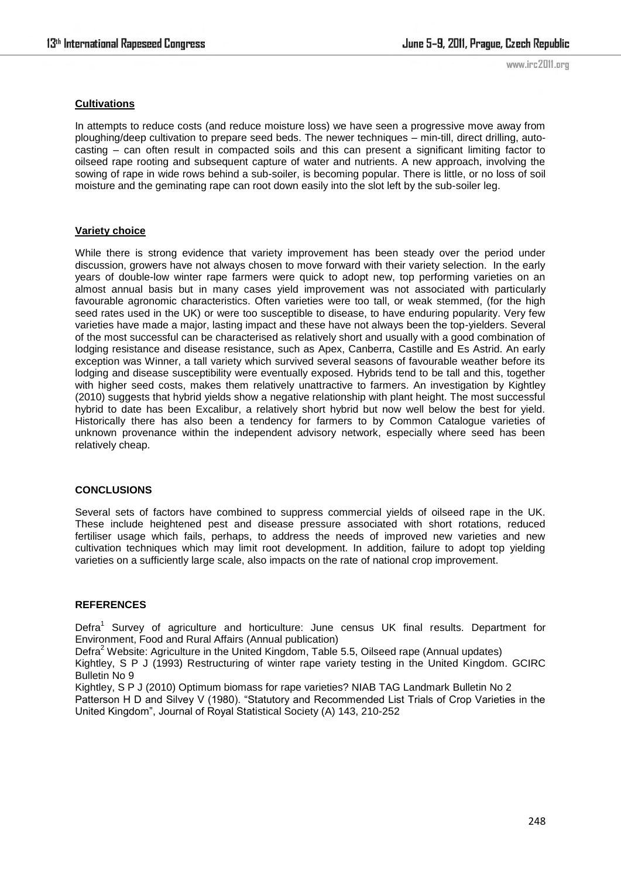**Cultivations**

In attempts to reduce costs (and reduce moisture loss) we have seen a progressive move away from ploughing/deep cultivation to prepare seed beds. The newer techniques – min-till, direct drilling, auto-casting – can often result in compacted soils and this can present a significant limiting factor to oilseed rape rooting and subsequent capture of water and nutrients. A new approach, involving the sowing of rape in wide rows behind a sub-soiler, is becoming popular. There is little, or no loss of soil moisture and the geminating rape can root down easily into the slot left by the sub-soiler leg.

**Variety choice**

While there is strong evidence that variety improvement has been steady over the period under discussion, growers have not always chosen to move forward with their variety selection. In the early years of double-low winter rape farmers were quick to adopt new, top performing varieties on an almost annual basis but in many cases yield improvement was not associated with particularly favourable agronomic characteristics. Often varieties were too tall, or weak stemmed, (for the high seed rates used in the UK) or were too susceptible to disease, to have enduring popularity. Very few varieties have made a major, lasting impact and these have not always been the top-yielders. Several of the most successful can be characterised as relatively short and usually with a good combination of lodging resistance and disease resistance, such as Apex, Canberra, Castille and Es Astrid. An early exception was Winner, a tall variety which survived several seasons of favourable weather before its lodging and disease susceptibility were eventually exposed. Hybrids tend to be tall and this, together with higher seed costs, makes them relatively unattractive to farmers. An investigation by Kightley (2010) suggests that hybrid yields show a negative relationship with plant height. The most successful hybrid to date has been Excalibur, a relatively short hybrid but now well below the best for yield. Historically there has also been a tendency for farmers to by Common Catalogue varieties of unknown provenance within the independent advisory network, especially where seed has been relatively cheap.

**CONCLUSIONS**

Several sets of factors have combined to suppress commercial yields of oilseed rape in the UK. These include heightened pest and disease pressure associated with short rotations, reduced fertiliser usage which fails, perhaps, to address the needs of improved new varieties and new cultivation techniques which may limit root development. In addition, failure to adopt top yielding varieties on a sufficiently large scale, also impacts on the rate of national crop improvement.

**REFERENCES**

Defra[1] Survey of agriculture and horticulture: June census UK final results. Department for Environment, Food and Rural Affairs (Annual publication)

Defra[2] Website: Agriculture in the United Kingdom, Table 5.5, Oilseed rape (Annual updates)

Kightley, S P J (1993) Restructuring of winter rape variety testing in the United Kingdom. GCIRC Bulletin No 9

Kightley, S P J (2010) Optimum biomass for rape varieties? NIAB TAG Landmark Bulletin No 2

Patterson H D and Silvey V (1980). "Statutory and Recommended List Trials of Crop Varieties in the United Kingdom", Journal of Royal Statistical Society (A) 143, 210-252